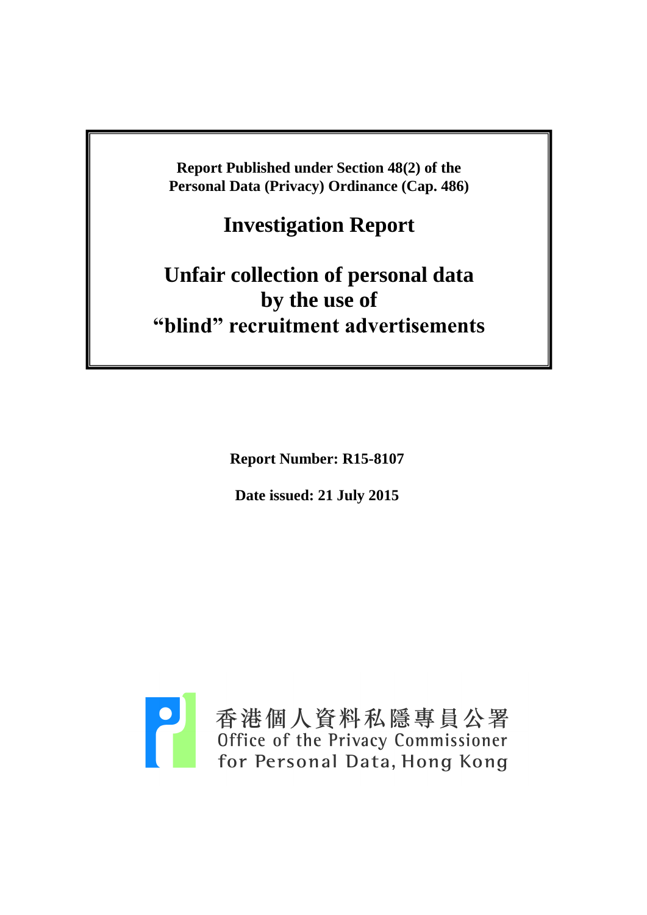**Report Published under Section 48(2) of the Personal Data (Privacy) Ordinance (Cap. 486)**

# Investigation Report

# Unfair collection of personal data by the use of "blind" recruitment advertisements

**Report Number: R15-8107**

**Date issued: 21 July 2015**

香港個人資料私隱專員公署
Office of the Privacy Commissioner for Personal Data, Hong Kong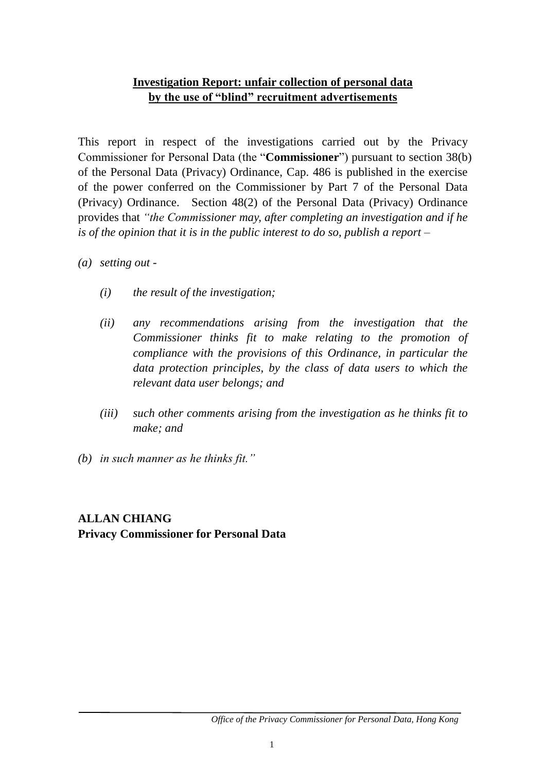**Investigation Report: unfair collection of personal data by the use of "blind" recruitment advertisements**

This report in respect of the investigations carried out by the Privacy Commissioner for Personal Data (the "**Commissioner**") pursuant to section 38(b) of the Personal Data (Privacy) Ordinance, Cap. 486 is published in the exercise of the power conferred on the Commissioner by Part 7 of the Personal Data (Privacy) Ordinance. Section 48(2) of the Personal Data (Privacy) Ordinance provides that *"the Commissioner may, after completing an investigation and if he is of the opinion that it is in the public interest to do so, publish a report –*

*(a) setting out -*

> *(i) the result of the investigation;*
>
> *(ii) any recommendations arising from the investigation that the Commissioner thinks fit to make relating to the promotion of compliance with the provisions of this Ordinance, in particular the data protection principles, by the class of data users to which the relevant data user belongs; and*
>
> *(iii) such other comments arising from the investigation as he thinks fit to make; and*

*(b) in such manner as he thinks fit."*

**ALLAN CHIANG**
**Privacy Commissioner for Personal Data**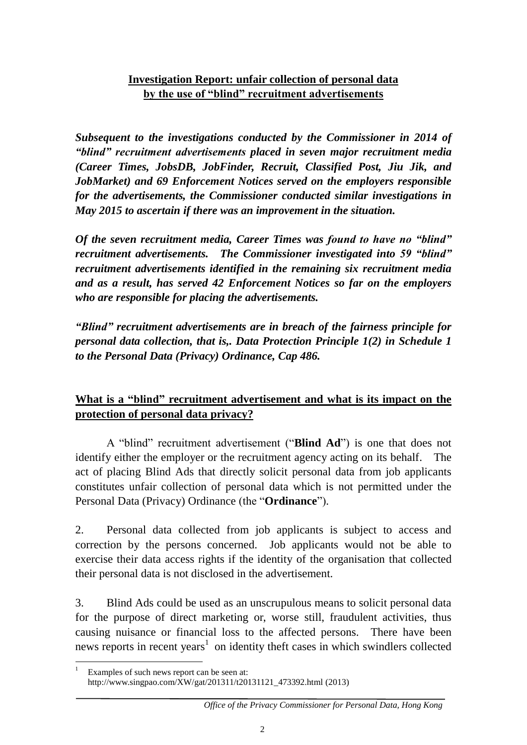## Investigation Report: unfair collection of personal data by the use of "blind" recruitment advertisements

***Subsequent to the investigations conducted by the Commissioner in 2014 of "blind" recruitment advertisements placed in seven major recruitment media (Career Times, JobsDB, JobFinder, Recruit, Classified Post, Jiu Jik, and JobMarket) and 69 Enforcement Notices served on the employers responsible for the advertisements, the Commissioner conducted similar investigations in May 2015 to ascertain if there was an improvement in the situation.***

***Of the seven recruitment media, Career Times was found to have no "blind" recruitment advertisements. The Commissioner investigated into 59 "blind" recruitment advertisements identified in the remaining six recruitment media and as a result, has served 42 Enforcement Notices so far on the employers who are responsible for placing the advertisements.***

***"Blind" recruitment advertisements are in breach of the fairness principle for personal data collection, that is,. Data Protection Principle 1(2) in Schedule 1 to the Personal Data (Privacy) Ordinance, Cap 486.***

### What is a "blind" recruitment advertisement and what is its impact on the protection of personal data privacy?

A "blind" recruitment advertisement ("**Blind Ad**") is one that does not identify either the employer or the recruitment agency acting on its behalf. The act of placing Blind Ads that directly solicit personal data from job applicants constitutes unfair collection of personal data which is not permitted under the Personal Data (Privacy) Ordinance (the "**Ordinance**").

2. Personal data collected from job applicants is subject to access and correction by the persons concerned. Job applicants would not be able to exercise their data access rights if the identity of the organisation that collected their personal data is not disclosed in the advertisement.

3. Blind Ads could be used as an unscrupulous means to solicit personal data for the purpose of direct marketing or, worse still, fraudulent activities, thus causing nuisance or financial loss to the affected persons. There have been news reports in recent years[1] on identity theft cases in which swindlers collected

[1] Examples of such news report can be seen at: http://www.singpao.com/XW/gat/201311/t20131121_473392.html (2013)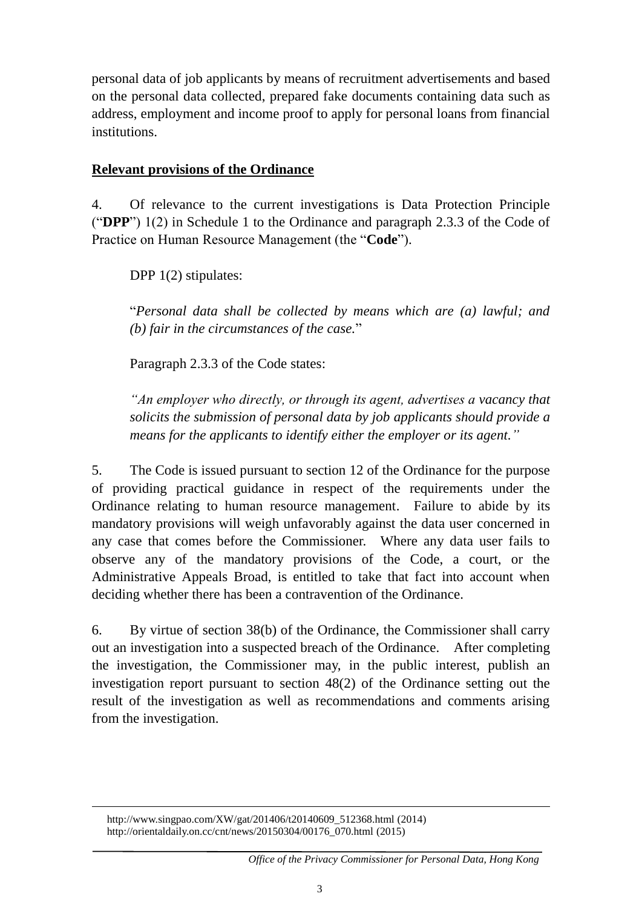personal data of job applicants by means of recruitment advertisements and based on the personal data collected, prepared fake documents containing data such as address, employment and income proof to apply for personal loans from financial institutions.

**Relevant provisions of the Ordinance**

4. Of relevance to the current investigations is Data Protection Principle ("**DPP**") 1(2) in Schedule 1 to the Ordinance and paragraph 2.3.3 of the Code of Practice on Human Resource Management (the "**Code**").

DPP 1(2) stipulates:

"*Personal data shall be collected by means which are (a) lawful; and (b) fair in the circumstances of the case.*"

Paragraph 2.3.3 of the Code states:

*"An employer who directly, or through its agent, advertises a vacancy that solicits the submission of personal data by job applicants should provide a means for the applicants to identify either the employer or its agent."*

5. The Code is issued pursuant to section 12 of the Ordinance for the purpose of providing practical guidance in respect of the requirements under the Ordinance relating to human resource management. Failure to abide by its mandatory provisions will weigh unfavorably against the data user concerned in any case that comes before the Commissioner. Where any data user fails to observe any of the mandatory provisions of the Code, a court, or the Administrative Appeals Broad, is entitled to take that fact into account when deciding whether there has been a contravention of the Ordinance.

6. By virtue of section 38(b) of the Ordinance, the Commissioner shall carry out an investigation into a suspected breach of the Ordinance. After completing the investigation, the Commissioner may, in the public interest, publish an investigation report pursuant to section 48(2) of the Ordinance setting out the result of the investigation as well as recommendations and comments arising from the investigation.

---

http://www.singpao.com/XW/gat/201406/t20140609_512368.html (2014)
http://orientaldaily.on.cc/cnt/news/20150304/00176_070.html (2015)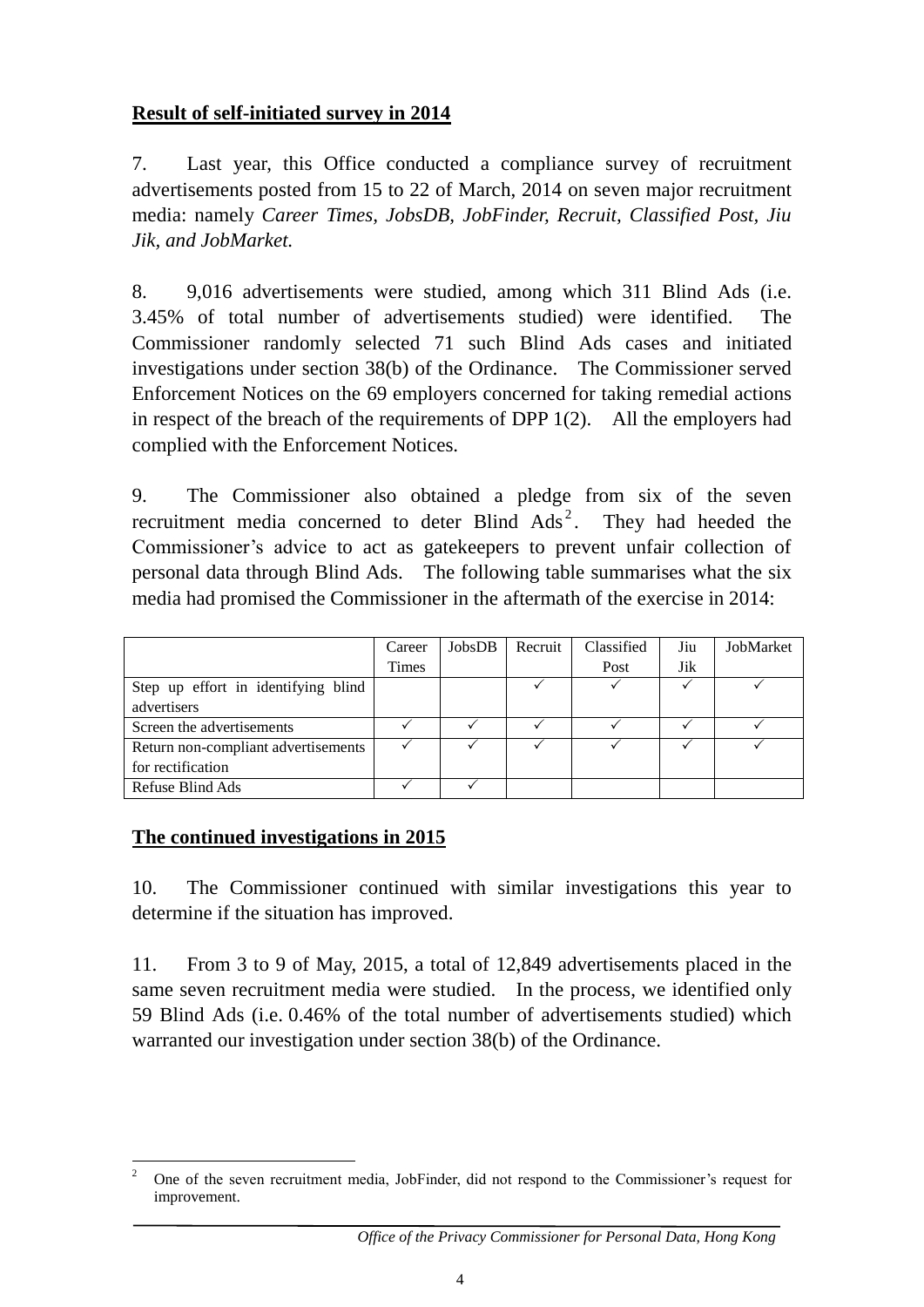**Result of self-initiated survey in 2014**

7. Last year, this Office conducted a compliance survey of recruitment advertisements posted from 15 to 22 of March, 2014 on seven major recruitment media: namely *Career Times*, *JobsDB*, *JobFinder, Recruit*, *Classified Post*, *Jiu Jik*, *and JobMarket.*

8. 9,016 advertisements were studied, among which 311 Blind Ads (i.e. 3.45% of total number of advertisements studied) were identified. The Commissioner randomly selected 71 such Blind Ads cases and initiated investigations under section 38(b) of the Ordinance. The Commissioner served Enforcement Notices on the 69 employers concerned for taking remedial actions in respect of the breach of the requirements of DPP 1(2). All the employers had complied with the Enforcement Notices.

9. The Commissioner also obtained a pledge from six of the seven recruitment media concerned to deter Blind Ads[2]. They had heeded the Commissioner's advice to act as gatekeepers to prevent unfair collection of personal data through Blind Ads. The following table summarises what the six media had promised the Commissioner in the aftermath of the exercise in 2014:

| | Career Times | JobsDB | Recruit | Classified Post | Jiu Jik | JobMarket |
|---|---|---|---|---|---|---|
| Step up effort in identifying blind advertisers | | | ✓ | ✓ | ✓ | ✓ |
| Screen the advertisements | ✓ | ✓ | ✓ | ✓ | ✓ | ✓ |
| Return non-compliant advertisements for rectification | ✓ | ✓ | ✓ | ✓ | ✓ | ✓ |
| Refuse Blind Ads | ✓ | ✓ | | | | |

**The continued investigations in 2015**

10. The Commissioner continued with similar investigations this year to determine if the situation has improved.

11. From 3 to 9 of May, 2015, a total of 12,849 advertisements placed in the same seven recruitment media were studied. In the process, we identified only 59 Blind Ads (i.e. 0.46% of the total number of advertisements studied) which warranted our investigation under section 38(b) of the Ordinance.

[2] One of the seven recruitment media, JobFinder, did not respond to the Commissioner's request for improvement.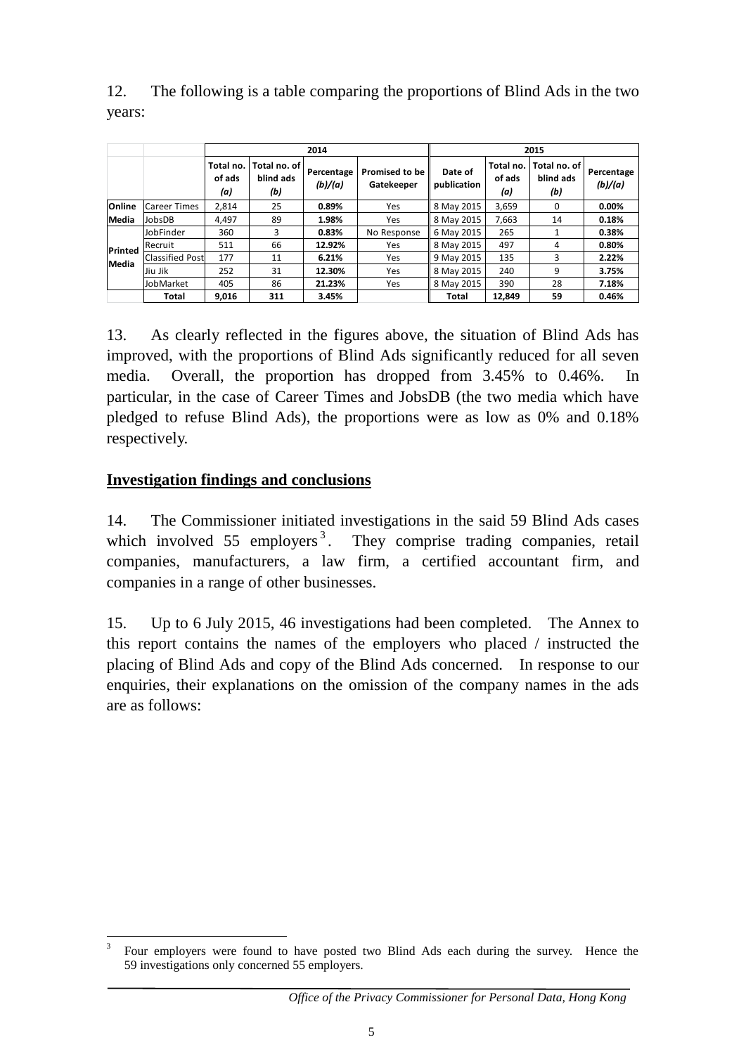12. The following is a table comparing the proportions of Blind Ads in the two years:

| | | 2014 | | | | 2015 | | | |
|---|---|---|---|---|---|---|---|---|---|
| | | Total no. of ads *(a)* | Total no. of blind ads *(b)* | Percentage *(b)/(a)* | Promised to be Gatekeeper | Date of publication | Total no. of ads *(a)* | Total no. of blind ads *(b)* | Percentage *(b)/(a)* |
| **Online Media** | Career Times | 2,814 | 25 | **0.89%** | Yes | 8 May 2015 | 3,659 | 0 | **0.00%** |
| | JobsDB | 4,497 | 89 | **1.98%** | Yes | 8 May 2015 | 7,663 | 14 | **0.18%** |
| **Printed Media** | JobFinder | 360 | 3 | **0.83%** | No Response | 6 May 2015 | 265 | 1 | **0.38%** |
| | Recruit | 511 | 66 | **12.92%** | Yes | 8 May 2015 | 497 | 4 | **0.80%** |
| | Classified Post | 177 | 11 | **6.21%** | Yes | 9 May 2015 | 135 | 3 | **2.22%** |
| | Jiu Jik | 252 | 31 | **12.30%** | Yes | 8 May 2015 | 240 | 9 | **3.75%** |
| | JobMarket | 405 | 86 | **21.23%** | Yes | 8 May 2015 | 390 | 28 | **7.18%** |
| | **Total** | **9,016** | **311** | **3.45%** | | **Total** | **12,849** | **59** | **0.46%** |

13. As clearly reflected in the figures above, the situation of Blind Ads has improved, with the proportions of Blind Ads significantly reduced for all seven media. Overall, the proportion has dropped from 3.45% to 0.46%. In particular, in the case of Career Times and JobsDB (the two media which have pledged to refuse Blind Ads), the proportions were as low as 0% and 0.18% respectively.

## Investigation findings and conclusions

14. The Commissioner initiated investigations in the said 59 Blind Ads cases which involved 55 employers[3]. They comprise trading companies, retail companies, manufacturers, a law firm, a certified accountant firm, and companies in a range of other businesses.

15. Up to 6 July 2015, 46 investigations had been completed. The Annex to this report contains the names of the employers who placed / instructed the placing of Blind Ads and copy of the Blind Ads concerned. In response to our enquiries, their explanations on the omission of the company names in the ads are as follows:

[3] Four employers were found to have posted two Blind Ads each during the survey. Hence the 59 investigations only concerned 55 employers.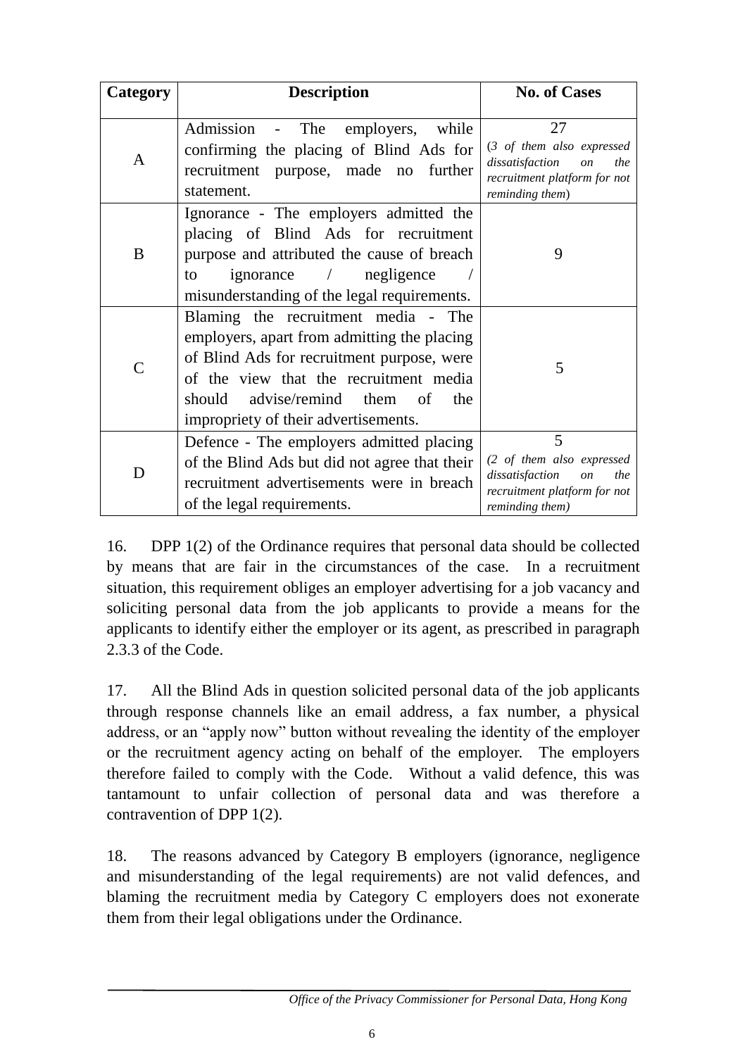| Category | Description | No. of Cases |
| --- | --- | --- |
| A | Admission - The employers, while confirming the placing of Blind Ads for recruitment purpose, made no further statement. | 27 (*3 of them also expressed dissatisfaction on the recruitment platform for not reminding them*) |
| B | Ignorance - The employers admitted the placing of Blind Ads for recruitment purpose and attributed the cause of breach to ignorance / negligence / misunderstanding of the legal requirements. | 9 |
| C | Blaming the recruitment media - The employers, apart from admitting the placing of Blind Ads for recruitment purpose, were of the view that the recruitment media should advise/remind them of the impropriety of their advertisements. | 5 |
| D | Defence - The employers admitted placing of the Blind Ads but did not agree that their recruitment advertisements were in breach of the legal requirements. | 5 (*2 of them also expressed dissatisfaction on the recruitment platform for not reminding them*) |

16. DPP 1(2) of the Ordinance requires that personal data should be collected by means that are fair in the circumstances of the case. In a recruitment situation, this requirement obliges an employer advertising for a job vacancy and soliciting personal data from the job applicants to provide a means for the applicants to identify either the employer or its agent, as prescribed in paragraph 2.3.3 of the Code.

17. All the Blind Ads in question solicited personal data of the job applicants through response channels like an email address, a fax number, a physical address, or an "apply now" button without revealing the identity of the employer or the recruitment agency acting on behalf of the employer. The employers therefore failed to comply with the Code. Without a valid defence, this was tantamount to unfair collection of personal data and was therefore a contravention of DPP 1(2).

18. The reasons advanced by Category B employers (ignorance, negligence and misunderstanding of the legal requirements) are not valid defences, and blaming the recruitment media by Category C employers does not exonerate them from their legal obligations under the Ordinance.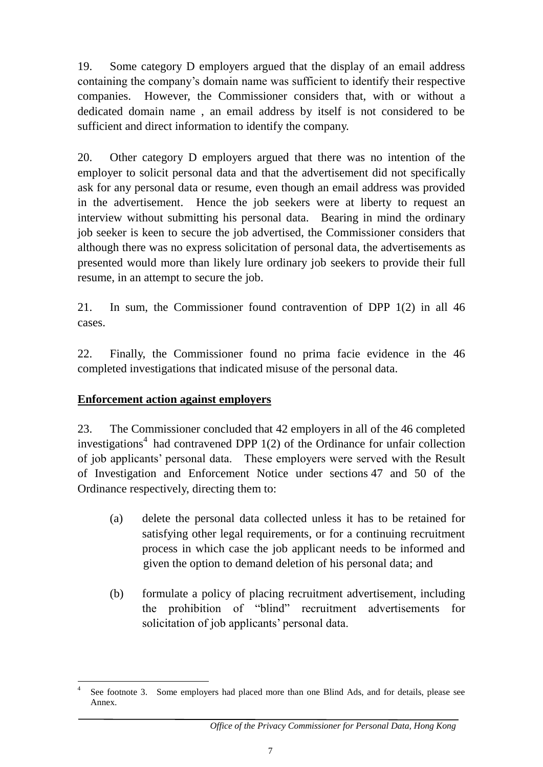19. Some category D employers argued that the display of an email address containing the company's domain name was sufficient to identify their respective companies. However, the Commissioner considers that, with or without a dedicated domain name , an email address by itself is not considered to be sufficient and direct information to identify the company.

20. Other category D employers argued that there was no intention of the employer to solicit personal data and that the advertisement did not specifically ask for any personal data or resume, even though an email address was provided in the advertisement. Hence the job seekers were at liberty to request an interview without submitting his personal data. Bearing in mind the ordinary job seeker is keen to secure the job advertised, the Commissioner considers that although there was no express solicitation of personal data, the advertisements as presented would more than likely lure ordinary job seekers to provide their full resume, in an attempt to secure the job.

21. In sum, the Commissioner found contravention of DPP 1(2) in all 46 cases.

22. Finally, the Commissioner found no prima facie evidence in the 46 completed investigations that indicated misuse of the personal data.

**Enforcement action against employers**

23. The Commissioner concluded that 42 employers in all of the 46 completed investigations[4] had contravened DPP 1(2) of the Ordinance for unfair collection of job applicants' personal data. These employers were served with the Result of Investigation and Enforcement Notice under sections 47 and 50 of the Ordinance respectively, directing them to:

(a) delete the personal data collected unless it has to be retained for satisfying other legal requirements, or for a continuing recruitment process in which case the job applicant needs to be informed and given the option to demand deletion of his personal data; and

(b) formulate a policy of placing recruitment advertisement, including the prohibition of "blind" recruitment advertisements for solicitation of job applicants' personal data.

[4] See footnote 3. Some employers had placed more than one Blind Ads, and for details, please see Annex.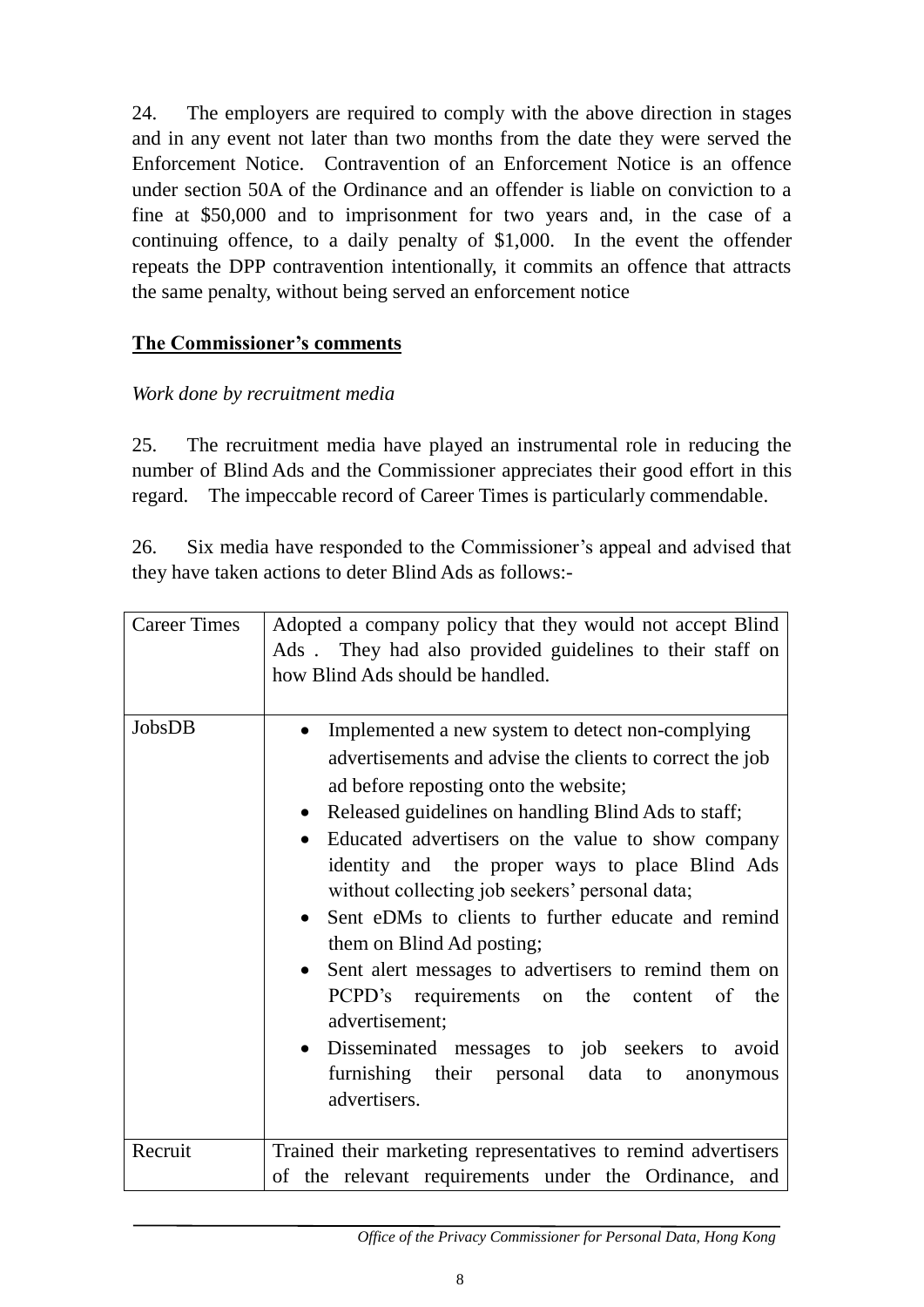24. The employers are required to comply with the above direction in stages and in any event not later than two months from the date they were served the Enforcement Notice. Contravention of an Enforcement Notice is an offence under section 50A of the Ordinance and an offender is liable on conviction to a fine at $50,000 and to imprisonment for two years and, in the case of a continuing offence, to a daily penalty of $1,000. In the event the offender repeats the DPP contravention intentionally, it commits an offence that attracts the same penalty, without being served an enforcement notice

**The Commissioner's comments**

*Work done by recruitment media*

25. The recruitment media have played an instrumental role in reducing the number of Blind Ads and the Commissioner appreciates their good effort in this regard. The impeccable record of Career Times is particularly commendable.

26. Six media have responded to the Commissioner's appeal and advised that they have taken actions to deter Blind Ads as follows:-

| | |
|---|---|
| Career Times | Adopted a company policy that they would not accept Blind Ads . They had also provided guidelines to their staff on how Blind Ads should be handled. |
| JobsDB | • Implemented a new system to detect non-complying advertisements and advise the clients to correct the job ad before reposting onto the website;<br>• Released guidelines on handling Blind Ads to staff;<br>• Educated advertisers on the value to show company identity and the proper ways to place Blind Ads without collecting job seekers' personal data;<br>• Sent eDMs to clients to further educate and remind them on Blind Ad posting;<br>• Sent alert messages to advertisers to remind them on PCPD's requirements on the content of the advertisement;<br>• Disseminated messages to job seekers to avoid furnishing their personal data to anonymous advertisers. |
| Recruit | Trained their marketing representatives to remind advertisers of the relevant requirements under the Ordinance, and |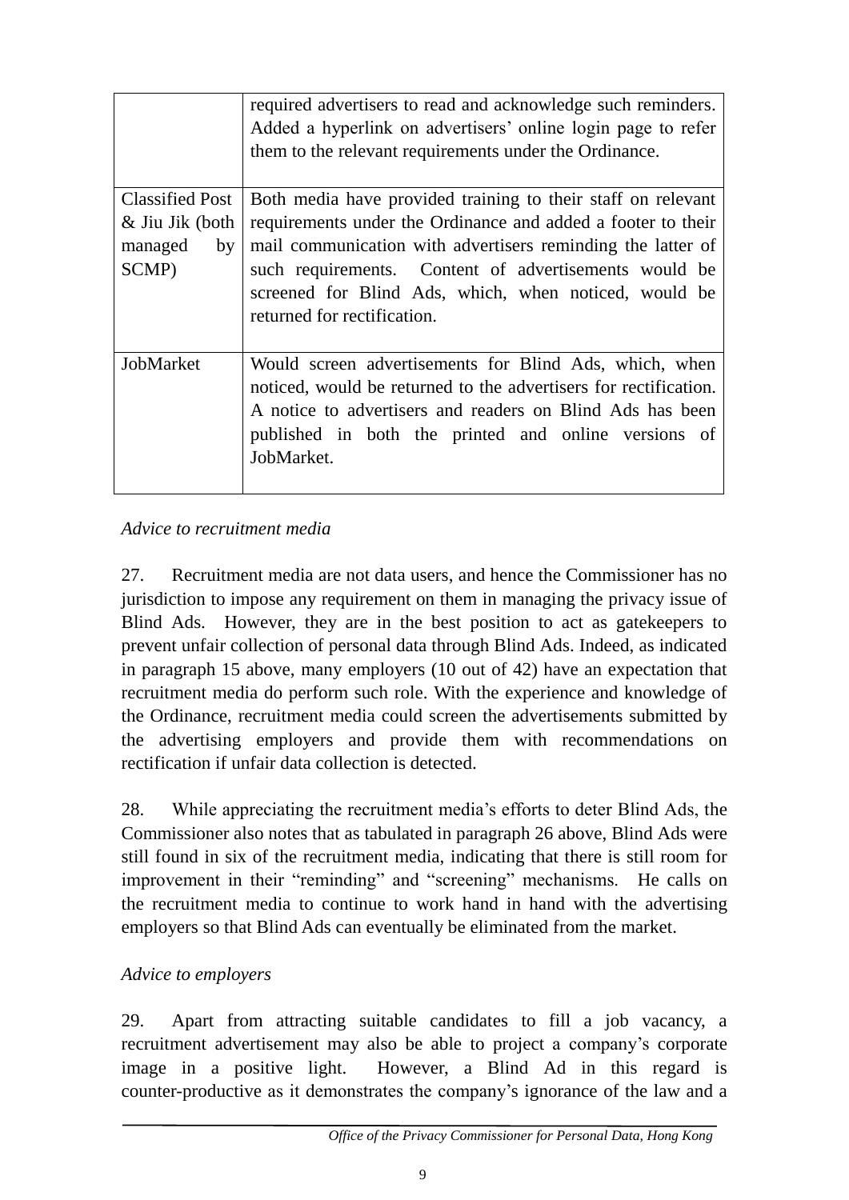| | |
|---|---|
| | required advertisers to read and acknowledge such reminders. Added a hyperlink on advertisers' online login page to refer them to the relevant requirements under the Ordinance. |
| Classified Post & Jiu Jik (both managed by SCMP) | Both media have provided training to their staff on relevant requirements under the Ordinance and added a footer to their mail communication with advertisers reminding the latter of such requirements. Content of advertisements would be screened for Blind Ads, which, when noticed, would be returned for rectification. |
| JobMarket | Would screen advertisements for Blind Ads, which, when noticed, would be returned to the advertisers for rectification. A notice to advertisers and readers on Blind Ads has been published in both the printed and online versions of JobMarket. |

*Advice to recruitment media*

27. Recruitment media are not data users, and hence the Commissioner has no jurisdiction to impose any requirement on them in managing the privacy issue of Blind Ads. However, they are in the best position to act as gatekeepers to prevent unfair collection of personal data through Blind Ads. Indeed, as indicated in paragraph 15 above, many employers (10 out of 42) have an expectation that recruitment media do perform such role. With the experience and knowledge of the Ordinance, recruitment media could screen the advertisements submitted by the advertising employers and provide them with recommendations on rectification if unfair data collection is detected.

28. While appreciating the recruitment media's efforts to deter Blind Ads, the Commissioner also notes that as tabulated in paragraph 26 above, Blind Ads were still found in six of the recruitment media, indicating that there is still room for improvement in their "reminding" and "screening" mechanisms. He calls on the recruitment media to continue to work hand in hand with the advertising employers so that Blind Ads can eventually be eliminated from the market.

*Advice to employers*

29. Apart from attracting suitable candidates to fill a job vacancy, a recruitment advertisement may also be able to project a company's corporate image in a positive light. However, a Blind Ad in this regard is counter-productive as it demonstrates the company's ignorance of the law and a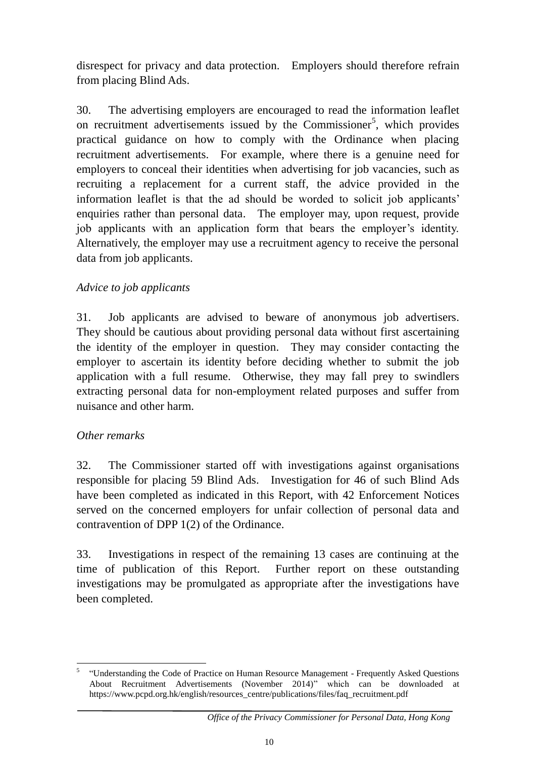disrespect for privacy and data protection. Employers should therefore refrain from placing Blind Ads.

30. The advertising employers are encouraged to read the information leaflet on recruitment advertisements issued by the Commissioner[5], which provides practical guidance on how to comply with the Ordinance when placing recruitment advertisements. For example, where there is a genuine need for employers to conceal their identities when advertising for job vacancies, such as recruiting a replacement for a current staff, the advice provided in the information leaflet is that the ad should be worded to solicit job applicants' enquiries rather than personal data. The employer may, upon request, provide job applicants with an application form that bears the employer's identity. Alternatively, the employer may use a recruitment agency to receive the personal data from job applicants.

*Advice to job applicants*

31. Job applicants are advised to beware of anonymous job advertisers. They should be cautious about providing personal data without first ascertaining the identity of the employer in question. They may consider contacting the employer to ascertain its identity before deciding whether to submit the job application with a full resume. Otherwise, they may fall prey to swindlers extracting personal data for non-employment related purposes and suffer from nuisance and other harm.

*Other remarks*

32. The Commissioner started off with investigations against organisations responsible for placing 59 Blind Ads. Investigation for 46 of such Blind Ads have been completed as indicated in this Report, with 42 Enforcement Notices served on the concerned employers for unfair collection of personal data and contravention of DPP 1(2) of the Ordinance.

33. Investigations in respect of the remaining 13 cases are continuing at the time of publication of this Report. Further report on these outstanding investigations may be promulgated as appropriate after the investigations have been completed.

---

[5] "Understanding the Code of Practice on Human Resource Management - Frequently Asked Questions About Recruitment Advertisements (November 2014)" which can be downloaded at https://www.pcpd.org.hk/english/resources_centre/publications/files/faq_recruitment.pdf